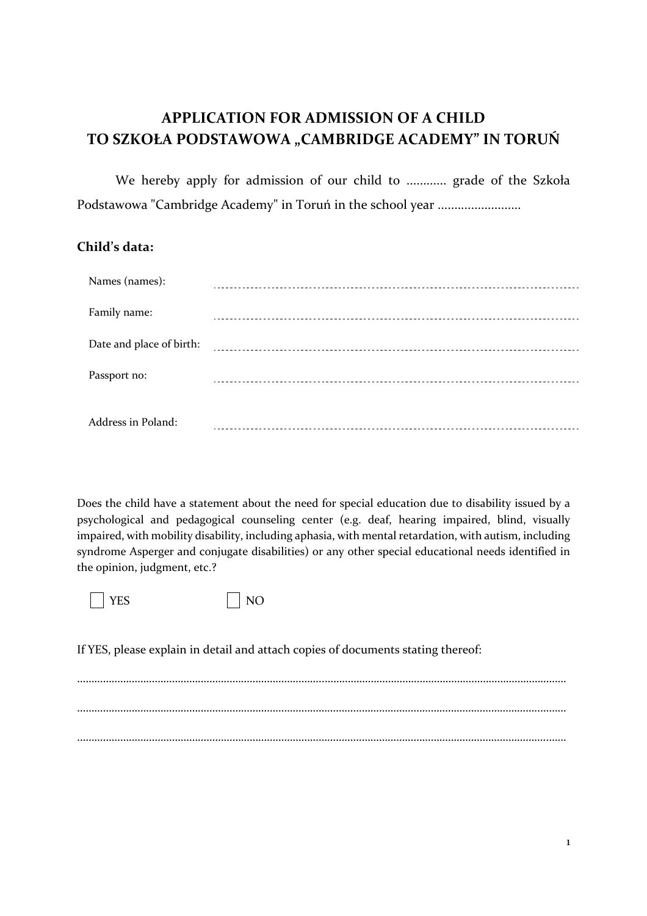# APPLICATION FOR ADMISSION OF A CHILD TO SZKOŁA PODSTAWOWA „CAMBRIDGE ACADEMY” IN TORUŃ

We hereby apply for admission of our child to ............ grade of the Szkoła Podstawowa "Cambridge Academy" in Toruń in the school year .........................

## Child’s data:

Names (names): ..............................................................................................

Family name: ..............................................................................................

Date and place of birth: ..............................................................................................

Passport no: ..............................................................................................

Address in Poland: ..............................................................................................

Does the child have a statement about the need for special education due to disability issued by a psychological and pedagogical counseling center (e.g. deaf, hearing impaired, blind, visually impaired, with mobility disability, including aphasia, with mental retardation, with autism, including syndrome Asperger and conjugate disabilities) or any other special educational needs identified in the opinion, judgment, etc.?

☐ YES ☐ NO

If YES, please explain in detail and attach copies of documents stating thereof:

..............................................................................................................................................................

..............................................................................................................................................................

..............................................................................................................................................................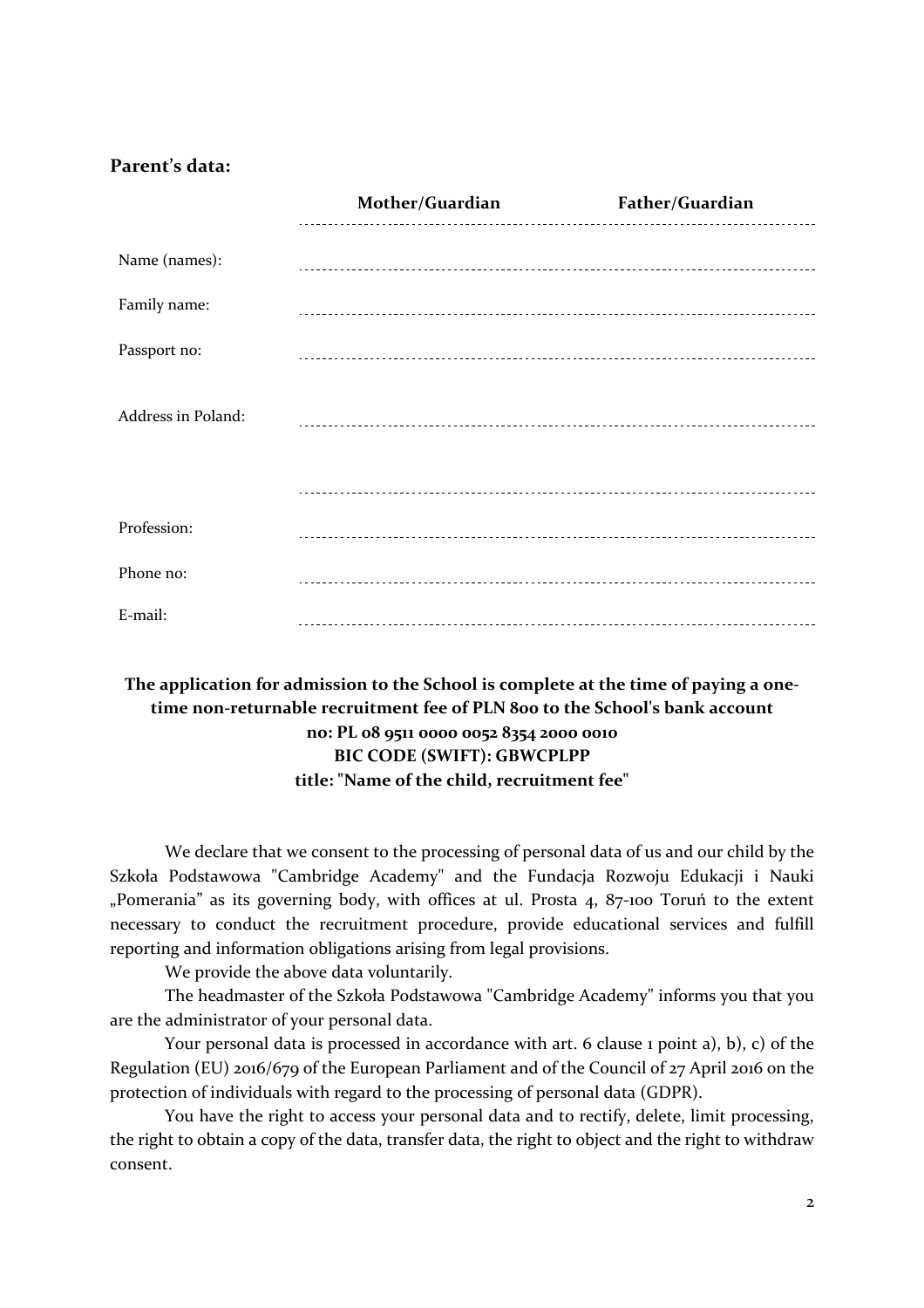## Parent's data:

| | Mother/Guardian | Father/Guardian |
|---|---|---|
| Name (names): | | |
| Family name: | | |
| Passport no: | | |
| Address in Poland: | | |
| | | |
| Profession: | | |
| Phone no: | | |
| E-mail: | | |

**The application for admission to the School is complete at the time of paying a one-time non-returnable recruitment fee of PLN 800 to the School's bank account**
**no: PL 08 9511 0000 0052 8354 2000 0010**
**BIC CODE (SWIFT): GBWCPLPP**
**title: "Name of the child, recruitment fee"**

We declare that we consent to the processing of personal data of us and our child by the Szkoła Podstawowa "Cambridge Academy" and the Fundacja Rozwoju Edukacji i Nauki „Pomerania" as its governing body, with offices at ul. Prosta 4, 87-100 Toruń to the extent necessary to conduct the recruitment procedure, provide educational services and fulfill reporting and information obligations arising from legal provisions.

We provide the above data voluntarily.

The headmaster of the Szkoła Podstawowa "Cambridge Academy" informs you that you are the administrator of your personal data.

Your personal data is processed in accordance with art. 6 clause 1 point a), b), c) of the Regulation (EU) 2016/679 of the European Parliament and of the Council of 27 April 2016 on the protection of individuals with regard to the processing of personal data (GDPR).

You have the right to access your personal data and to rectify, delete, limit processing, the right to obtain a copy of the data, transfer data, the right to object and the right to withdraw consent.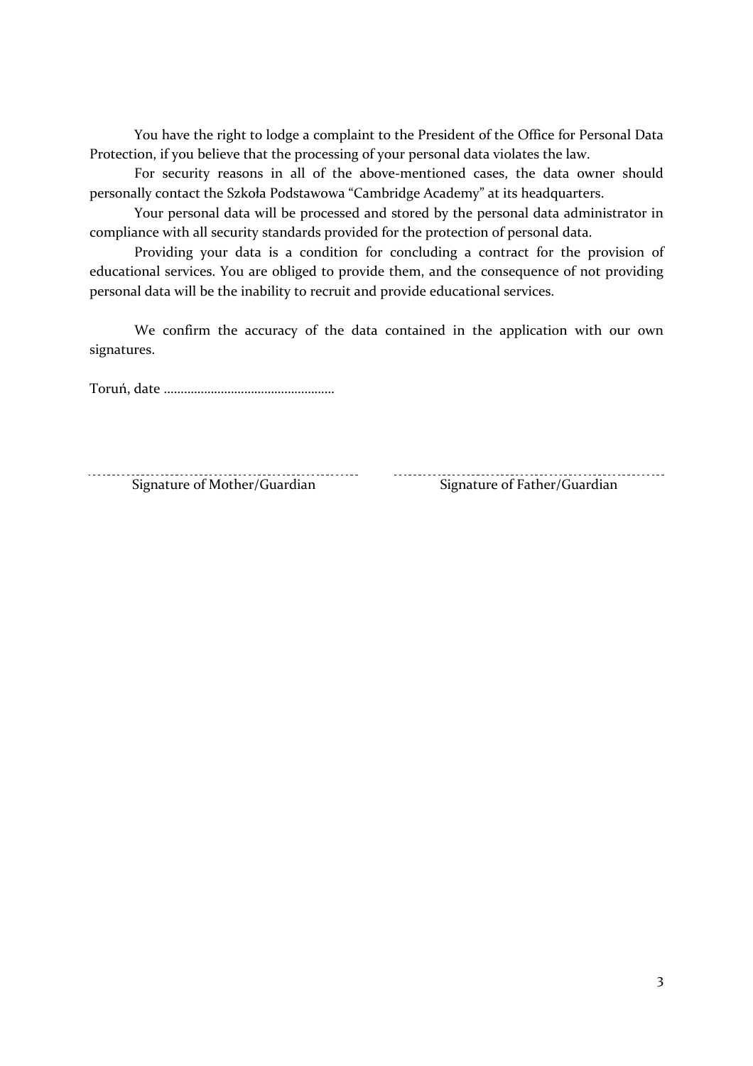You have the right to lodge a complaint to the President of the Office for Personal Data Protection, if you believe that the processing of your personal data violates the law.

For security reasons in all of the above-mentioned cases, the data owner should personally contact the Szkoła Podstawowa "Cambridge Academy" at its headquarters.

Your personal data will be processed and stored by the personal data administrator in compliance with all security standards provided for the protection of personal data.

Providing your data is a condition for concluding a contract for the provision of educational services. You are obliged to provide them, and the consequence of not providing personal data will be the inability to recruit and provide educational services.

We confirm the accuracy of the data contained in the application with our own signatures.

Toruń, date ....................................................

| | |
|---|---|
| ............................................................ | ............................................................ |
| Signature of Mother/Guardian | Signature of Father/Guardian |